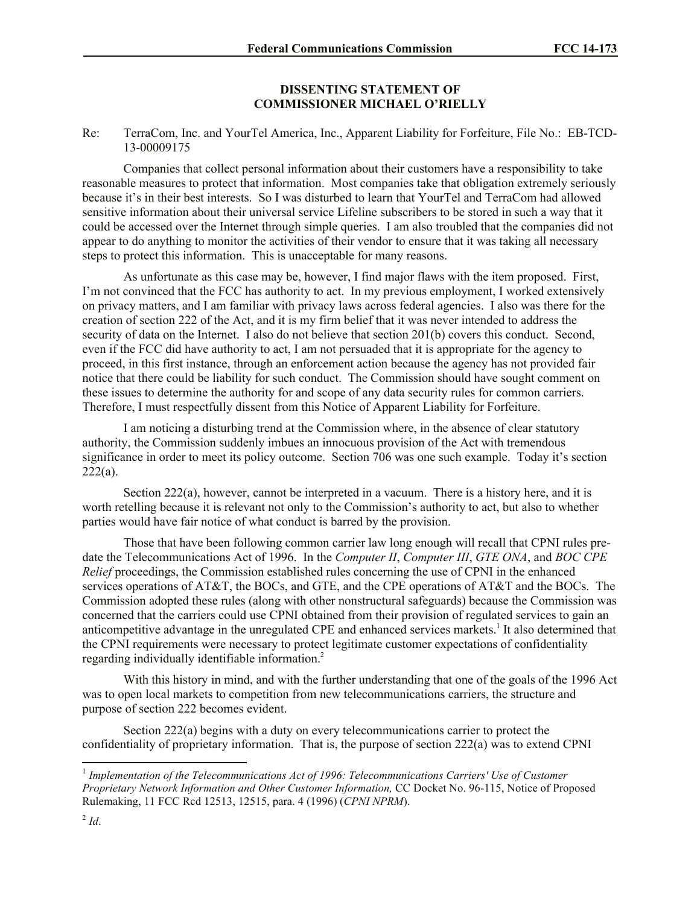**DISSENTING STATEMENT OF**
**COMMISSIONER MICHAEL O'RIELLY**

Re: TerraCom, Inc. and YourTel America, Inc., Apparent Liability for Forfeiture, File No.: EB-TCD-13-00009175

Companies that collect personal information about their customers have a responsibility to take reasonable measures to protect that information. Most companies take that obligation extremely seriously because it's in their best interests. So I was disturbed to learn that YourTel and TerraCom had allowed sensitive information about their universal service Lifeline subscribers to be stored in such a way that it could be accessed over the Internet through simple queries. I am also troubled that the companies did not appear to do anything to monitor the activities of their vendor to ensure that it was taking all necessary steps to protect this information. This is unacceptable for many reasons.

As unfortunate as this case may be, however, I find major flaws with the item proposed. First, I'm not convinced that the FCC has authority to act. In my previous employment, I worked extensively on privacy matters, and I am familiar with privacy laws across federal agencies. I also was there for the creation of section 222 of the Act, and it is my firm belief that it was never intended to address the security of data on the Internet. I also do not believe that section 201(b) covers this conduct. Second, even if the FCC did have authority to act, I am not persuaded that it is appropriate for the agency to proceed, in this first instance, through an enforcement action because the agency has not provided fair notice that there could be liability for such conduct. The Commission should have sought comment on these issues to determine the authority for and scope of any data security rules for common carriers. Therefore, I must respectfully dissent from this Notice of Apparent Liability for Forfeiture.

I am noticing a disturbing trend at the Commission where, in the absence of clear statutory authority, the Commission suddenly imbues an innocuous provision of the Act with tremendous significance in order to meet its policy outcome. Section 706 was one such example. Today it's section 222(a).

Section 222(a), however, cannot be interpreted in a vacuum. There is a history here, and it is worth retelling because it is relevant not only to the Commission's authority to act, but also to whether parties would have fair notice of what conduct is barred by the provision.

Those that have been following common carrier law long enough will recall that CPNI rules pre-date the Telecommunications Act of 1996. In the *Computer II*, *Computer III*, *GTE ONA*, and *BOC CPE Relief* proceedings, the Commission established rules concerning the use of CPNI in the enhanced services operations of AT&T, the BOCs, and GTE, and the CPE operations of AT&T and the BOCs. The Commission adopted these rules (along with other nonstructural safeguards) because the Commission was concerned that the carriers could use CPNI obtained from their provision of regulated services to gain an anticompetitive advantage in the unregulated CPE and enhanced services markets.[1] It also determined that the CPNI requirements were necessary to protect legitimate customer expectations of confidentiality regarding individually identifiable information.[2]

With this history in mind, and with the further understanding that one of the goals of the 1996 Act was to open local markets to competition from new telecommunications carriers, the structure and purpose of section 222 becomes evident.

Section 222(a) begins with a duty on every telecommunications carrier to protect the confidentiality of proprietary information. That is, the purpose of section 222(a) was to extend CPNI

---

[1] *Implementation of the Telecommunications Act of 1996: Telecommunications Carriers' Use of Customer Proprietary Network Information and Other Customer Information,* CC Docket No. 96-115, Notice of Proposed Rulemaking, 11 FCC Rcd 12513, 12515, para. 4 (1996) (*CPNI NPRM*).

[2] *Id*.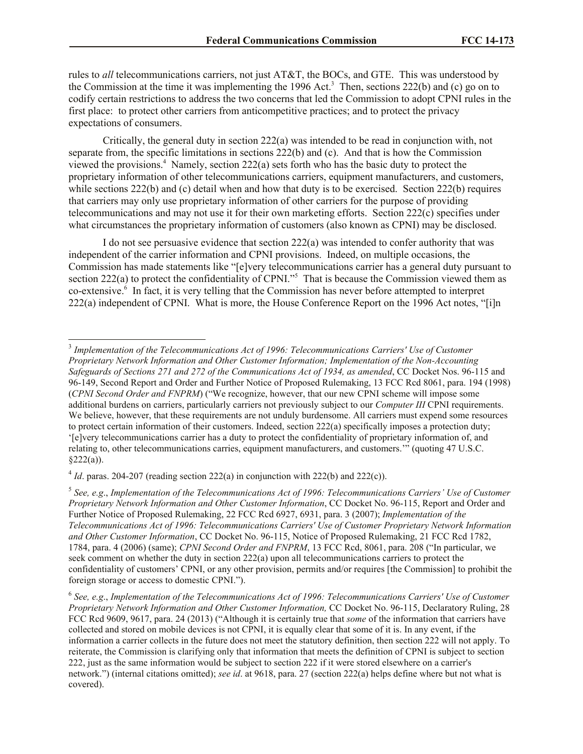rules to *all* telecommunications carriers, not just AT&T, the BOCs, and GTE. This was understood by the Commission at the time it was implementing the 1996 Act.[3] Then, sections 222(b) and (c) go on to codify certain restrictions to address the two concerns that led the Commission to adopt CPNI rules in the first place: to protect other carriers from anticompetitive practices; and to protect the privacy expectations of consumers.

Critically, the general duty in section 222(a) was intended to be read in conjunction with, not separate from, the specific limitations in sections 222(b) and (c). And that is how the Commission viewed the provisions.[4] Namely, section 222(a) sets forth who has the basic duty to protect the proprietary information of other telecommunications carriers, equipment manufacturers, and customers, while sections 222(b) and (c) detail when and how that duty is to be exercised. Section 222(b) requires that carriers may only use proprietary information of other carriers for the purpose of providing telecommunications and may not use it for their own marketing efforts. Section 222(c) specifies under what circumstances the proprietary information of customers (also known as CPNI) may be disclosed.

I do not see persuasive evidence that section 222(a) was intended to confer authority that was independent of the carrier information and CPNI provisions. Indeed, on multiple occasions, the Commission has made statements like "[e]very telecommunications carrier has a general duty pursuant to section 222(a) to protect the confidentiality of CPNI."[5] That is because the Commission viewed them as co-extensive.[6] In fact, it is very telling that the Commission has never before attempted to interpret 222(a) independent of CPNI. What is more, the House Conference Report on the 1996 Act notes, "[i]n

---

[3] *Implementation of the Telecommunications Act of 1996: Telecommunications Carriers' Use of Customer Proprietary Network Information and Other Customer Information; Implementation of the Non-Accounting Safeguards of Sections 271 and 272 of the Communications Act of 1934, as amended*, CC Docket Nos. 96-115 and 96-149, Second Report and Order and Further Notice of Proposed Rulemaking, 13 FCC Rcd 8061, para. 194 (1998) (*CPNI Second Order and FNPRM*) ("We recognize, however, that our new CPNI scheme will impose some additional burdens on carriers, particularly carriers not previously subject to our *Computer III* CPNI requirements. We believe, however, that these requirements are not unduly burdensome. All carriers must expend some resources to protect certain information of their customers. Indeed, section 222(a) specifically imposes a protection duty; '[e]very telecommunications carrier has a duty to protect the confidentiality of proprietary information of, and relating to, other telecommunications carries, equipment manufacturers, and customers.'" (quoting 47 U.S.C. §222(a)).

[4] *Id*. paras. 204-207 (reading section 222(a) in conjunction with 222(b) and 222(c)).

[5] *See, e.g*., *Implementation of the Telecommunications Act of 1996: Telecommunications Carriers' Use of Customer Proprietary Network Information and Other Customer Information*, CC Docket No. 96-115, Report and Order and Further Notice of Proposed Rulemaking, 22 FCC Rcd 6927, 6931, para. 3 (2007); *Implementation of the Telecommunications Act of 1996: Telecommunications Carriers' Use of Customer Proprietary Network Information and Other Customer Information*, CC Docket No. 96-115, Notice of Proposed Rulemaking, 21 FCC Rcd 1782, 1784, para. 4 (2006) (same); *CPNI Second Order and FNPRM*, 13 FCC Rcd, 8061, para. 208 ("In particular, we seek comment on whether the duty in section 222(a) upon all telecommunications carriers to protect the confidentiality of customers' CPNI, or any other provision, permits and/or requires [the Commission] to prohibit the foreign storage or access to domestic CPNI.").

[6] *See, e.g*., *Implementation of the Telecommunications Act of 1996: Telecommunications Carriers' Use of Customer Proprietary Network Information and Other Customer Information,* CC Docket No. 96-115, Declaratory Ruling, 28 FCC Rcd 9609, 9617, para. 24 (2013) ("Although it is certainly true that *some* of the information that carriers have collected and stored on mobile devices is not CPNI, it is equally clear that some of it is. In any event, if the information a carrier collects in the future does not meet the statutory definition, then section 222 will not apply. To reiterate, the Commission is clarifying only that information that meets the definition of CPNI is subject to section 222, just as the same information would be subject to section 222 if it were stored elsewhere on a carrier's network.") (internal citations omitted); *see id*. at 9618, para. 27 (section 222(a) helps define where but not what is covered).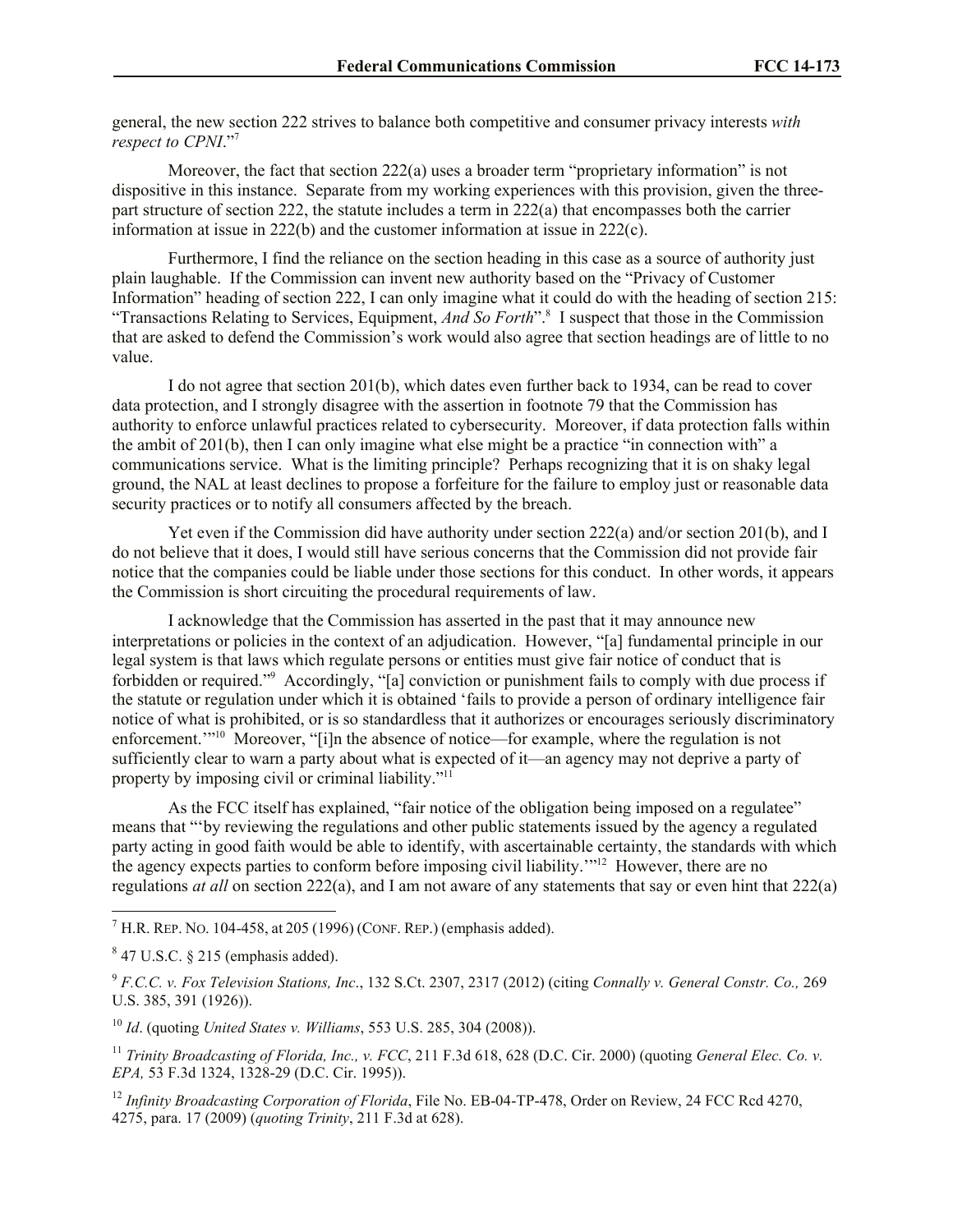general, the new section 222 strives to balance both competitive and consumer privacy interests *with respect to CPNI*."[7]

Moreover, the fact that section 222(a) uses a broader term "proprietary information" is not dispositive in this instance. Separate from my working experiences with this provision, given the three-part structure of section 222, the statute includes a term in 222(a) that encompasses both the carrier information at issue in 222(b) and the customer information at issue in 222(c).

Furthermore, I find the reliance on the section heading in this case as a source of authority just plain laughable. If the Commission can invent new authority based on the "Privacy of Customer Information" heading of section 222, I can only imagine what it could do with the heading of section 215: "Transactions Relating to Services, Equipment, *And So Forth*".[8] I suspect that those in the Commission that are asked to defend the Commission's work would also agree that section headings are of little to no value.

I do not agree that section 201(b), which dates even further back to 1934, can be read to cover data protection, and I strongly disagree with the assertion in footnote 79 that the Commission has authority to enforce unlawful practices related to cybersecurity. Moreover, if data protection falls within the ambit of 201(b), then I can only imagine what else might be a practice "in connection with" a communications service. What is the limiting principle? Perhaps recognizing that it is on shaky legal ground, the NAL at least declines to propose a forfeiture for the failure to employ just or reasonable data security practices or to notify all consumers affected by the breach.

Yet even if the Commission did have authority under section 222(a) and/or section 201(b), and I do not believe that it does, I would still have serious concerns that the Commission did not provide fair notice that the companies could be liable under those sections for this conduct. In other words, it appears the Commission is short circuiting the procedural requirements of law.

I acknowledge that the Commission has asserted in the past that it may announce new interpretations or policies in the context of an adjudication. However, "[a] fundamental principle in our legal system is that laws which regulate persons or entities must give fair notice of conduct that is forbidden or required."[9] Accordingly, "[a] conviction or punishment fails to comply with due process if the statute or regulation under which it is obtained 'fails to provide a person of ordinary intelligence fair notice of what is prohibited, or is so standardless that it authorizes or encourages seriously discriminatory enforcement.'"[10] Moreover, "[i]n the absence of notice—for example, where the regulation is not sufficiently clear to warn a party about what is expected of it—an agency may not deprive a party of property by imposing civil or criminal liability."[11]

As the FCC itself has explained, "fair notice of the obligation being imposed on a regulatee" means that "'by reviewing the regulations and other public statements issued by the agency a regulated party acting in good faith would be able to identify, with ascertainable certainty, the standards with which the agency expects parties to conform before imposing civil liability.'"[12] However, there are no regulations *at all* on section 222(a), and I am not aware of any statements that say or even hint that 222(a)

---

[7] H.R. REP. NO. 104-458, at 205 (1996) (CONF. REP.) (emphasis added).

[8] 47 U.S.C. § 215 (emphasis added).

[9] *F.C.C. v. Fox Television Stations, Inc*., 132 S.Ct. 2307, 2317 (2012) (citing *Connally v. General Constr. Co.,* 269 U.S. 385, 391 (1926)).

[10] *Id*. (quoting *United States v. Williams*, 553 U.S. 285, 304 (2008)).

[11] *Trinity Broadcasting of Florida, Inc., v. FCC*, 211 F.3d 618, 628 (D.C. Cir. 2000) (quoting *General Elec. Co. v. EPA,* 53 F.3d 1324, 1328-29 (D.C. Cir. 1995)).

[12] *Infinity Broadcasting Corporation of Florida*, File No. EB-04-TP-478, Order on Review, 24 FCC Rcd 4270, 4275, para. 17 (2009) (*quoting Trinity*, 211 F.3d at 628).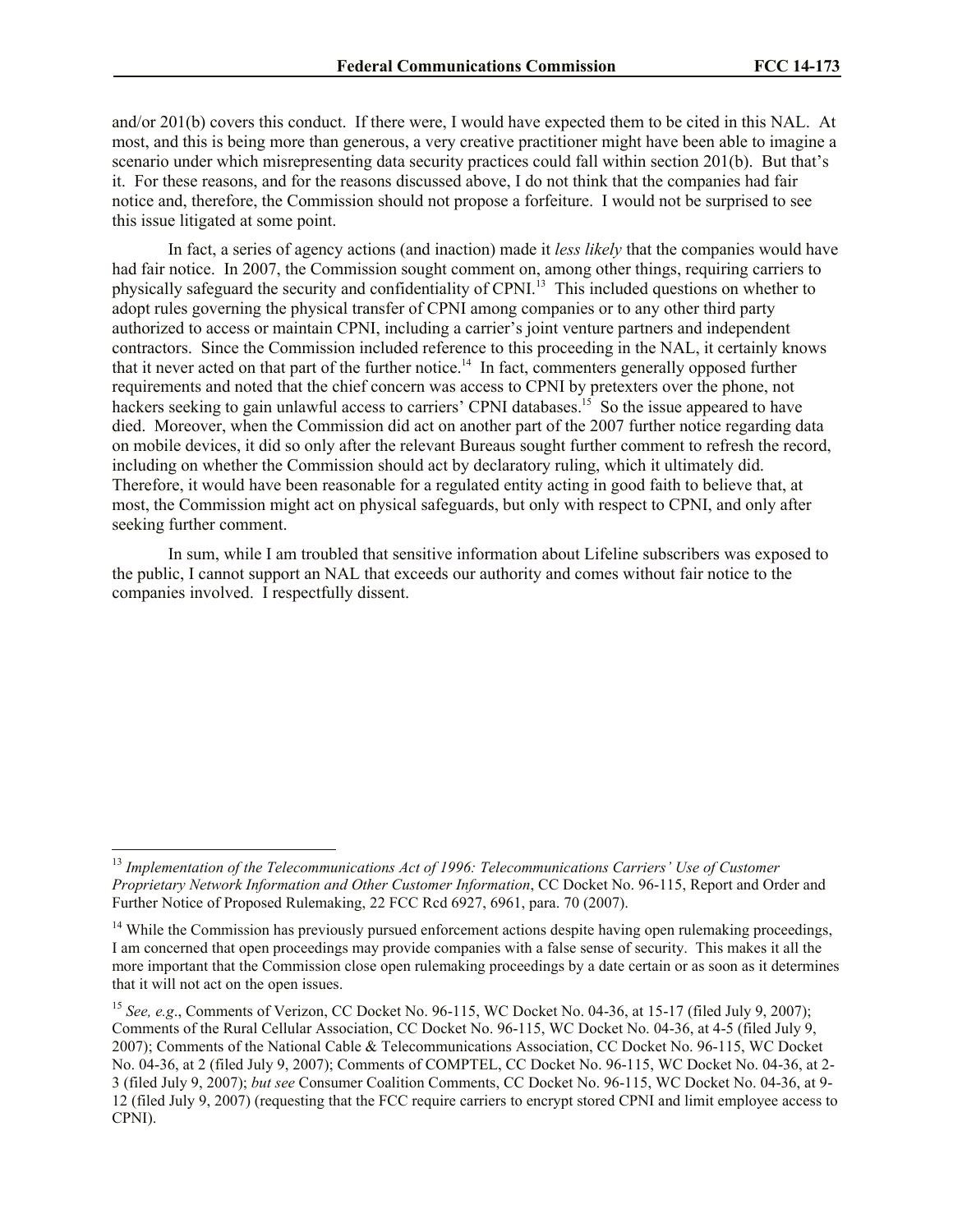and/or 201(b) covers this conduct. If there were, I would have expected them to be cited in this NAL. At most, and this is being more than generous, a very creative practitioner might have been able to imagine a scenario under which misrepresenting data security practices could fall within section 201(b). But that's it. For these reasons, and for the reasons discussed above, I do not think that the companies had fair notice and, therefore, the Commission should not propose a forfeiture. I would not be surprised to see this issue litigated at some point.

In fact, a series of agency actions (and inaction) made it *less likely* that the companies would have had fair notice. In 2007, the Commission sought comment on, among other things, requiring carriers to physically safeguard the security and confidentiality of CPNI.[13] This included questions on whether to adopt rules governing the physical transfer of CPNI among companies or to any other third party authorized to access or maintain CPNI, including a carrier's joint venture partners and independent contractors. Since the Commission included reference to this proceeding in the NAL, it certainly knows that it never acted on that part of the further notice.[14] In fact, commenters generally opposed further requirements and noted that the chief concern was access to CPNI by pretexters over the phone, not hackers seeking to gain unlawful access to carriers' CPNI databases.[15] So the issue appeared to have died. Moreover, when the Commission did act on another part of the 2007 further notice regarding data on mobile devices, it did so only after the relevant Bureaus sought further comment to refresh the record, including on whether the Commission should act by declaratory ruling, which it ultimately did. Therefore, it would have been reasonable for a regulated entity acting in good faith to believe that, at most, the Commission might act on physical safeguards, but only with respect to CPNI, and only after seeking further comment.

In sum, while I am troubled that sensitive information about Lifeline subscribers was exposed to the public, I cannot support an NAL that exceeds our authority and comes without fair notice to the companies involved. I respectfully dissent.

---

[13] *Implementation of the Telecommunications Act of 1996: Telecommunications Carriers' Use of Customer Proprietary Network Information and Other Customer Information*, CC Docket No. 96-115, Report and Order and Further Notice of Proposed Rulemaking, 22 FCC Rcd 6927, 6961, para. 70 (2007).

[14] While the Commission has previously pursued enforcement actions despite having open rulemaking proceedings, I am concerned that open proceedings may provide companies with a false sense of security. This makes it all the more important that the Commission close open rulemaking proceedings by a date certain or as soon as it determines that it will not act on the open issues.

[15] *See, e.g*., Comments of Verizon, CC Docket No. 96-115, WC Docket No. 04-36, at 15-17 (filed July 9, 2007); Comments of the Rural Cellular Association, CC Docket No. 96-115, WC Docket No. 04-36, at 4-5 (filed July 9, 2007); Comments of the National Cable & Telecommunications Association, CC Docket No. 96-115, WC Docket No. 04-36, at 2 (filed July 9, 2007); Comments of COMPTEL, CC Docket No. 96-115, WC Docket No. 04-36, at 2-3 (filed July 9, 2007); *but see* Consumer Coalition Comments, CC Docket No. 96-115, WC Docket No. 04-36, at 9-12 (filed July 9, 2007) (requesting that the FCC require carriers to encrypt stored CPNI and limit employee access to CPNI).